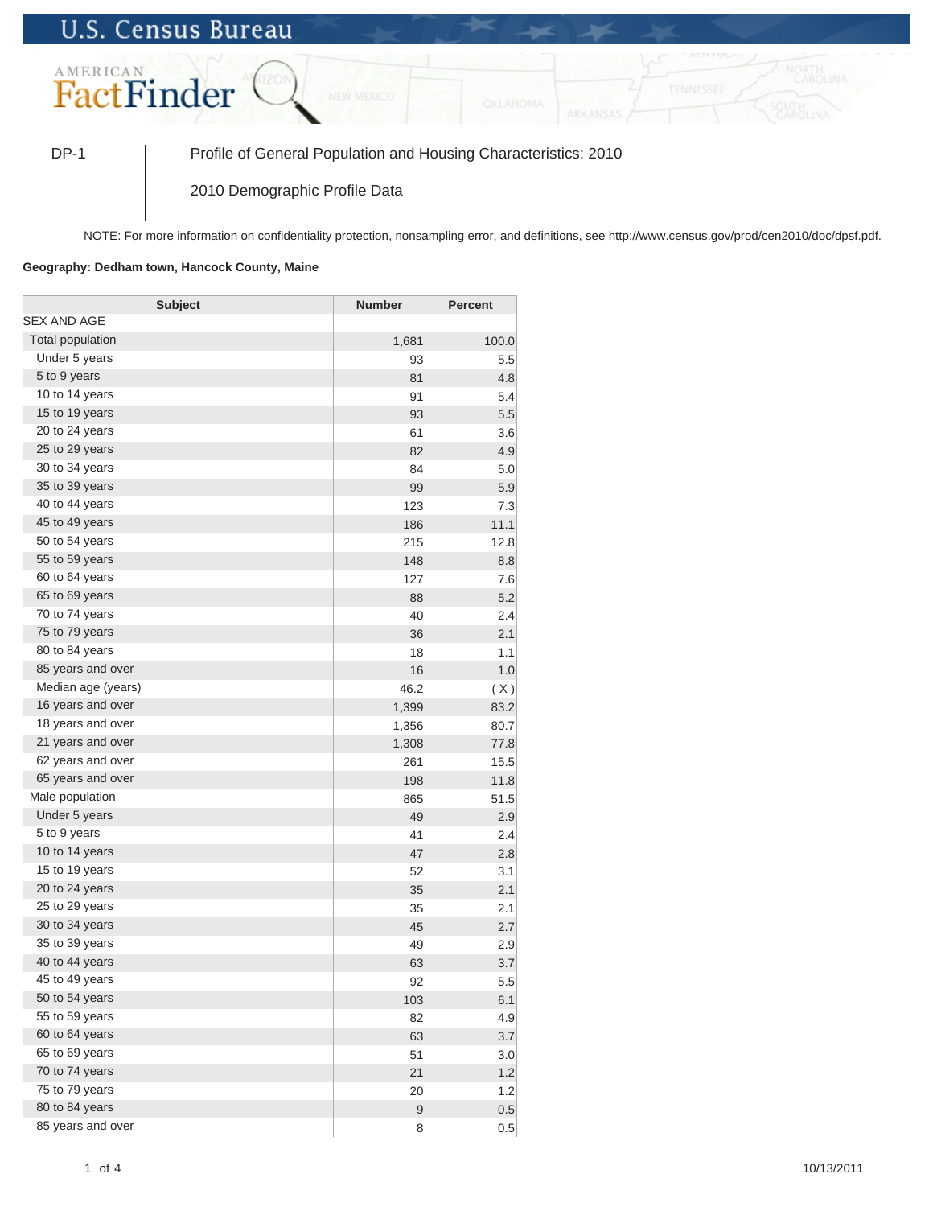U.S. Census Bureau

AMERICAN FactFinder

DP-1 | Profile of General Population and Housing Characteristics: 2010

2010 Demographic Profile Data

NOTE: For more information on confidentiality protection, nonsampling error, and definitions, see http://www.census.gov/prod/cen2010/doc/dpsf.pdf.

**Geography: Dedham town, Hancock County, Maine**

| Subject | Number | Percent |
|---|---|---|
| SEX AND AGE | | |
| Total population | 1,681 | 100.0 |
| Under 5 years | 93 | 5.5 |
| 5 to 9 years | 81 | 4.8 |
| 10 to 14 years | 91 | 5.4 |
| 15 to 19 years | 93 | 5.5 |
| 20 to 24 years | 61 | 3.6 |
| 25 to 29 years | 82 | 4.9 |
| 30 to 34 years | 84 | 5.0 |
| 35 to 39 years | 99 | 5.9 |
| 40 to 44 years | 123 | 7.3 |
| 45 to 49 years | 186 | 11.1 |
| 50 to 54 years | 215 | 12.8 |
| 55 to 59 years | 148 | 8.8 |
| 60 to 64 years | 127 | 7.6 |
| 65 to 69 years | 88 | 5.2 |
| 70 to 74 years | 40 | 2.4 |
| 75 to 79 years | 36 | 2.1 |
| 80 to 84 years | 18 | 1.1 |
| 85 years and over | 16 | 1.0 |
| Median age (years) | 46.2 | ( X ) |
| 16 years and over | 1,399 | 83.2 |
| 18 years and over | 1,356 | 80.7 |
| 21 years and over | 1,308 | 77.8 |
| 62 years and over | 261 | 15.5 |
| 65 years and over | 198 | 11.8 |
| Male population | 865 | 51.5 |
| Under 5 years | 49 | 2.9 |
| 5 to 9 years | 41 | 2.4 |
| 10 to 14 years | 47 | 2.8 |
| 15 to 19 years | 52 | 3.1 |
| 20 to 24 years | 35 | 2.1 |
| 25 to 29 years | 35 | 2.1 |
| 30 to 34 years | 45 | 2.7 |
| 35 to 39 years | 49 | 2.9 |
| 40 to 44 years | 63 | 3.7 |
| 45 to 49 years | 92 | 5.5 |
| 50 to 54 years | 103 | 6.1 |
| 55 to 59 years | 82 | 4.9 |
| 60 to 64 years | 63 | 3.7 |
| 65 to 69 years | 51 | 3.0 |
| 70 to 74 years | 21 | 1.2 |
| 75 to 79 years | 20 | 1.2 |
| 80 to 84 years | 9 | 0.5 |
| 85 years and over | 8 | 0.5 |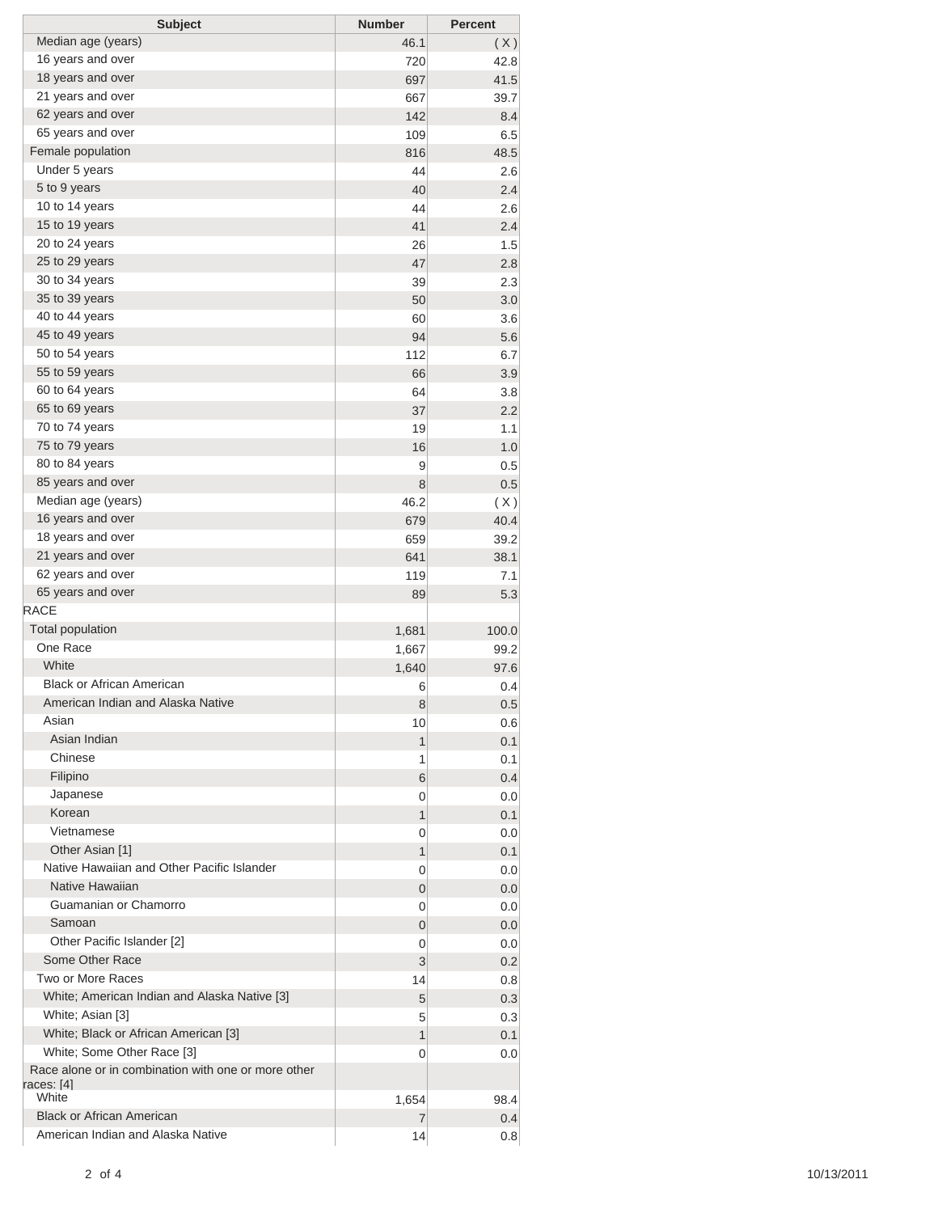| Subject | Number | Percent |
| --- | --- | --- |
| Median age (years) | 46.1 | ( X ) |
| 16 years and over | 720 | 42.8 |
| 18 years and over | 697 | 41.5 |
| 21 years and over | 667 | 39.7 |
| 62 years and over | 142 | 8.4 |
| 65 years and over | 109 | 6.5 |
| Female population | 816 | 48.5 |
| Under 5 years | 44 | 2.6 |
| 5 to 9 years | 40 | 2.4 |
| 10 to 14 years | 44 | 2.6 |
| 15 to 19 years | 41 | 2.4 |
| 20 to 24 years | 26 | 1.5 |
| 25 to 29 years | 47 | 2.8 |
| 30 to 34 years | 39 | 2.3 |
| 35 to 39 years | 50 | 3.0 |
| 40 to 44 years | 60 | 3.6 |
| 45 to 49 years | 94 | 5.6 |
| 50 to 54 years | 112 | 6.7 |
| 55 to 59 years | 66 | 3.9 |
| 60 to 64 years | 64 | 3.8 |
| 65 to 69 years | 37 | 2.2 |
| 70 to 74 years | 19 | 1.1 |
| 75 to 79 years | 16 | 1.0 |
| 80 to 84 years | 9 | 0.5 |
| 85 years and over | 8 | 0.5 |
| Median age (years) | 46.2 | ( X ) |
| 16 years and over | 679 | 40.4 |
| 18 years and over | 659 | 39.2 |
| 21 years and over | 641 | 38.1 |
| 62 years and over | 119 | 7.1 |
| 65 years and over | 89 | 5.3 |
| RACE | | |
| Total population | 1,681 | 100.0 |
| One Race | 1,667 | 99.2 |
| White | 1,640 | 97.6 |
| Black or African American | 6 | 0.4 |
| American Indian and Alaska Native | 8 | 0.5 |
| Asian | 10 | 0.6 |
| Asian Indian | 1 | 0.1 |
| Chinese | 1 | 0.1 |
| Filipino | 6 | 0.4 |
| Japanese | 0 | 0.0 |
| Korean | 1 | 0.1 |
| Vietnamese | 0 | 0.0 |
| Other Asian [1] | 1 | 0.1 |
| Native Hawaiian and Other Pacific Islander | 0 | 0.0 |
| Native Hawaiian | 0 | 0.0 |
| Guamanian or Chamorro | 0 | 0.0 |
| Samoan | 0 | 0.0 |
| Other Pacific Islander [2] | 0 | 0.0 |
| Some Other Race | 3 | 0.2 |
| Two or More Races | 14 | 0.8 |
| White; American Indian and Alaska Native [3] | 5 | 0.3 |
| White; Asian [3] | 5 | 0.3 |
| White; Black or African American [3] | 1 | 0.1 |
| White; Some Other Race [3] | 0 | 0.0 |
| Race alone or in combination with one or more other races: [4] | | |
| White | 1,654 | 98.4 |
| Black or African American | 7 | 0.4 |
| American Indian and Alaska Native | 14 | 0.8 |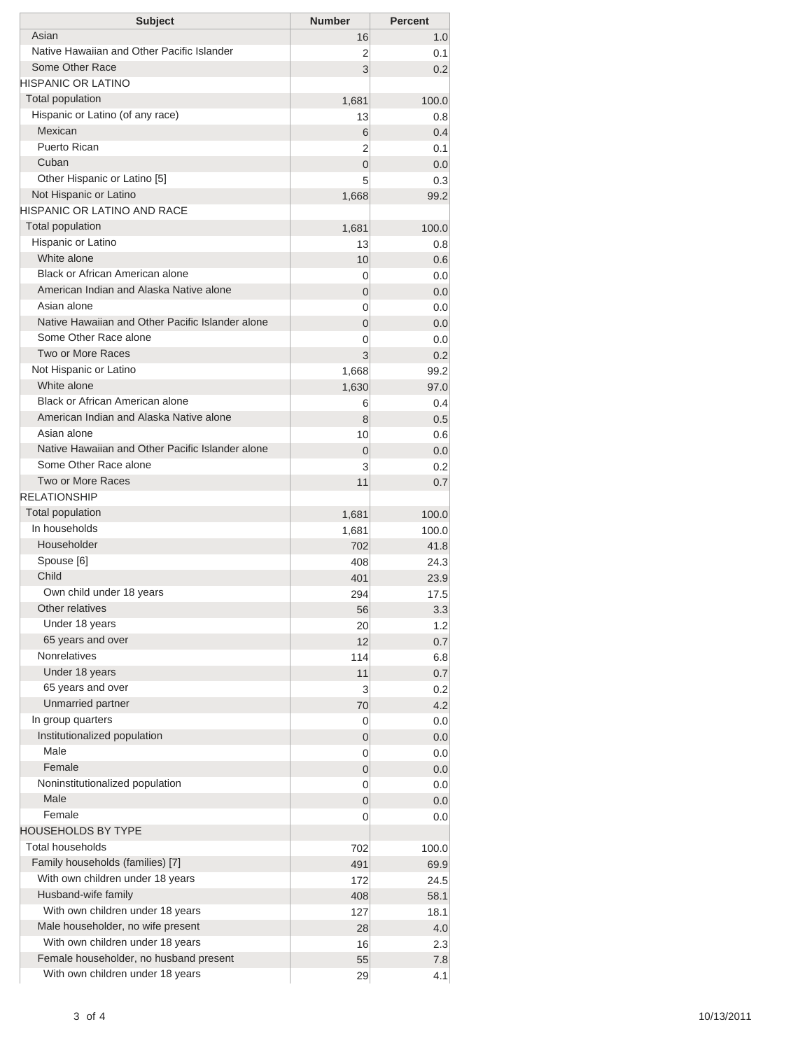| Subject | Number | Percent |
|---|---|---|
| Asian | 16 | 1.0 |
| Native Hawaiian and Other Pacific Islander | 2 | 0.1 |
| Some Other Race | 3 | 0.2 |
| HISPANIC OR LATINO | | |
| Total population | 1,681 | 100.0 |
| Hispanic or Latino (of any race) | 13 | 0.8 |
| Mexican | 6 | 0.4 |
| Puerto Rican | 2 | 0.1 |
| Cuban | 0 | 0.0 |
| Other Hispanic or Latino [5] | 5 | 0.3 |
| Not Hispanic or Latino | 1,668 | 99.2 |
| HISPANIC OR LATINO AND RACE | | |
| Total population | 1,681 | 100.0 |
| Hispanic or Latino | 13 | 0.8 |
| White alone | 10 | 0.6 |
| Black or African American alone | 0 | 0.0 |
| American Indian and Alaska Native alone | 0 | 0.0 |
| Asian alone | 0 | 0.0 |
| Native Hawaiian and Other Pacific Islander alone | 0 | 0.0 |
| Some Other Race alone | 0 | 0.0 |
| Two or More Races | 3 | 0.2 |
| Not Hispanic or Latino | 1,668 | 99.2 |
| White alone | 1,630 | 97.0 |
| Black or African American alone | 6 | 0.4 |
| American Indian and Alaska Native alone | 8 | 0.5 |
| Asian alone | 10 | 0.6 |
| Native Hawaiian and Other Pacific Islander alone | 0 | 0.0 |
| Some Other Race alone | 3 | 0.2 |
| Two or More Races | 11 | 0.7 |
| RELATIONSHIP | | |
| Total population | 1,681 | 100.0 |
| In households | 1,681 | 100.0 |
| Householder | 702 | 41.8 |
| Spouse [6] | 408 | 24.3 |
| Child | 401 | 23.9 |
| Own child under 18 years | 294 | 17.5 |
| Other relatives | 56 | 3.3 |
| Under 18 years | 20 | 1.2 |
| 65 years and over | 12 | 0.7 |
| Nonrelatives | 114 | 6.8 |
| Under 18 years | 11 | 0.7 |
| 65 years and over | 3 | 0.2 |
| Unmarried partner | 70 | 4.2 |
| In group quarters | 0 | 0.0 |
| Institutionalized population | 0 | 0.0 |
| Male | 0 | 0.0 |
| Female | 0 | 0.0 |
| Noninstitutionalized population | 0 | 0.0 |
| Male | 0 | 0.0 |
| Female | 0 | 0.0 |
| HOUSEHOLDS BY TYPE | | |
| Total households | 702 | 100.0 |
| Family households (families) [7] | 491 | 69.9 |
| With own children under 18 years | 172 | 24.5 |
| Husband-wife family | 408 | 58.1 |
| With own children under 18 years | 127 | 18.1 |
| Male householder, no wife present | 28 | 4.0 |
| With own children under 18 years | 16 | 2.3 |
| Female householder, no husband present | 55 | 7.8 |
| With own children under 18 years | 29 | 4.1 |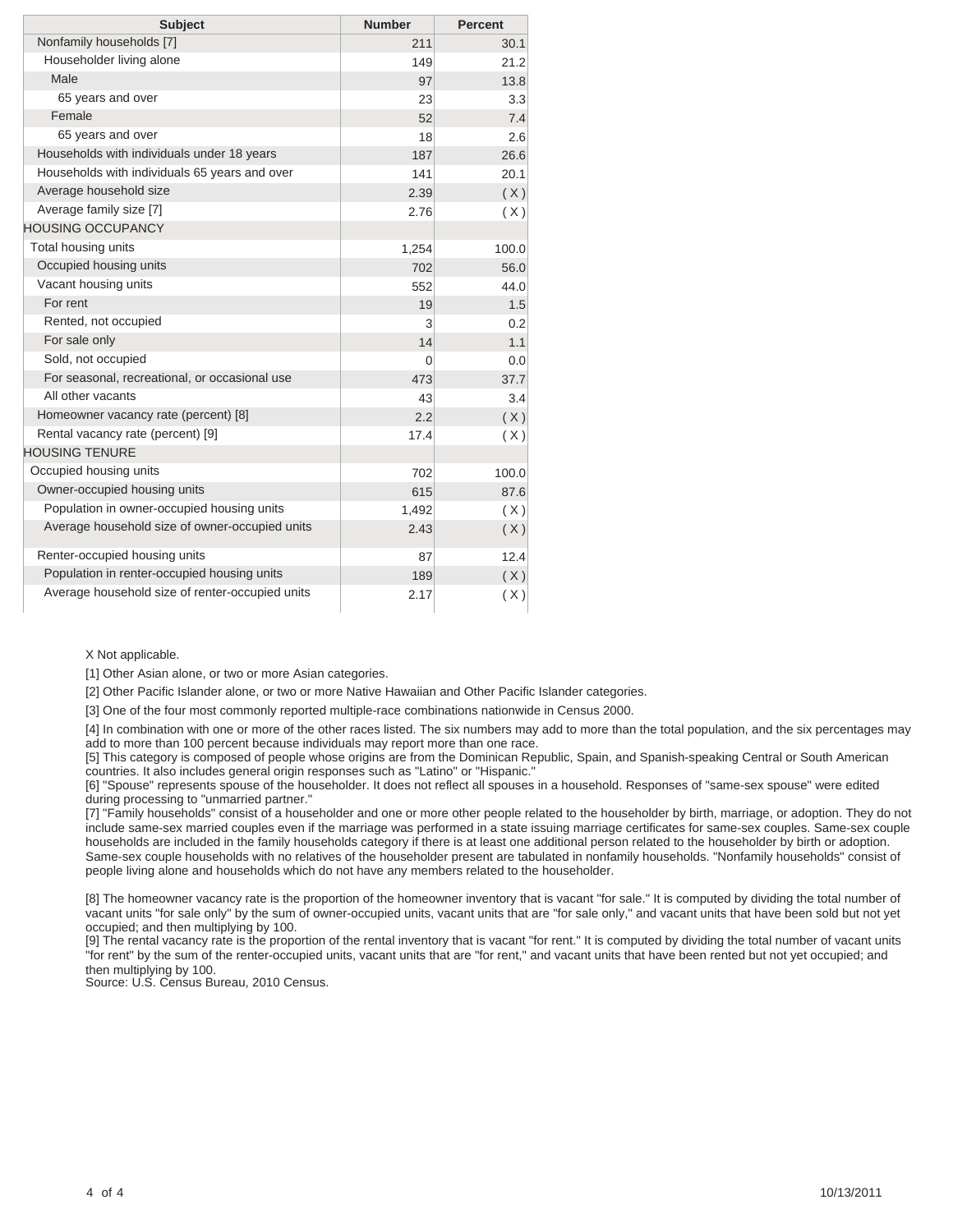| Subject | Number | Percent |
| --- | --- | --- |
| Nonfamily households [7] | 211 | 30.1 |
| Householder living alone | 149 | 21.2 |
| Male | 97 | 13.8 |
| 65 years and over | 23 | 3.3 |
| Female | 52 | 7.4 |
| 65 years and over | 18 | 2.6 |
| Households with individuals under 18 years | 187 | 26.6 |
| Households with individuals 65 years and over | 141 | 20.1 |
| Average household size | 2.39 | ( X ) |
| Average family size [7] | 2.76 | ( X ) |
| HOUSING OCCUPANCY | | |
| Total housing units | 1,254 | 100.0 |
| Occupied housing units | 702 | 56.0 |
| Vacant housing units | 552 | 44.0 |
| For rent | 19 | 1.5 |
| Rented, not occupied | 3 | 0.2 |
| For sale only | 14 | 1.1 |
| Sold, not occupied | 0 | 0.0 |
| For seasonal, recreational, or occasional use | 473 | 37.7 |
| All other vacants | 43 | 3.4 |
| Homeowner vacancy rate (percent) [8] | 2.2 | ( X ) |
| Rental vacancy rate (percent) [9] | 17.4 | ( X ) |
| HOUSING TENURE | | |
| Occupied housing units | 702 | 100.0 |
| Owner-occupied housing units | 615 | 87.6 |
| Population in owner-occupied housing units | 1,492 | ( X ) |
| Average household size of owner-occupied units | 2.43 | ( X ) |
| Renter-occupied housing units | 87 | 12.4 |
| Population in renter-occupied housing units | 189 | ( X ) |
| Average household size of renter-occupied units | 2.17 | ( X ) |

X Not applicable.

[1] Other Asian alone, or two or more Asian categories.

[2] Other Pacific Islander alone, or two or more Native Hawaiian and Other Pacific Islander categories.

[3] One of the four most commonly reported multiple-race combinations nationwide in Census 2000.

[4] In combination with one or more of the other races listed. The six numbers may add to more than the total population, and the six percentages may add to more than 100 percent because individuals may report more than one race.

[5] This category is composed of people whose origins are from the Dominican Republic, Spain, and Spanish-speaking Central or South American countries. It also includes general origin responses such as "Latino" or "Hispanic."

[6] "Spouse" represents spouse of the householder. It does not reflect all spouses in a household. Responses of "same-sex spouse" were edited during processing to "unmarried partner."

[7] "Family households" consist of a householder and one or more other people related to the householder by birth, marriage, or adoption. They do not include same-sex married couples even if the marriage was performed in a state issuing marriage certificates for same-sex couples. Same-sex couple households are included in the family households category if there is at least one additional person related to the householder by birth or adoption. Same-sex couple households with no relatives of the householder present are tabulated in nonfamily households. "Nonfamily households" consist of people living alone and households which do not have any members related to the householder.

[8] The homeowner vacancy rate is the proportion of the homeowner inventory that is vacant "for sale." It is computed by dividing the total number of vacant units "for sale only" by the sum of owner-occupied units, vacant units that are "for sale only," and vacant units that have been sold but not yet occupied; and then multiplying by 100.

[9] The rental vacancy rate is the proportion of the rental inventory that is vacant "for rent." It is computed by dividing the total number of vacant units "for rent" by the sum of the renter-occupied units, vacant units that are "for rent," and vacant units that have been rented but not yet occupied; and then multiplying by 100.

Source: U.S. Census Bureau, 2010 Census.